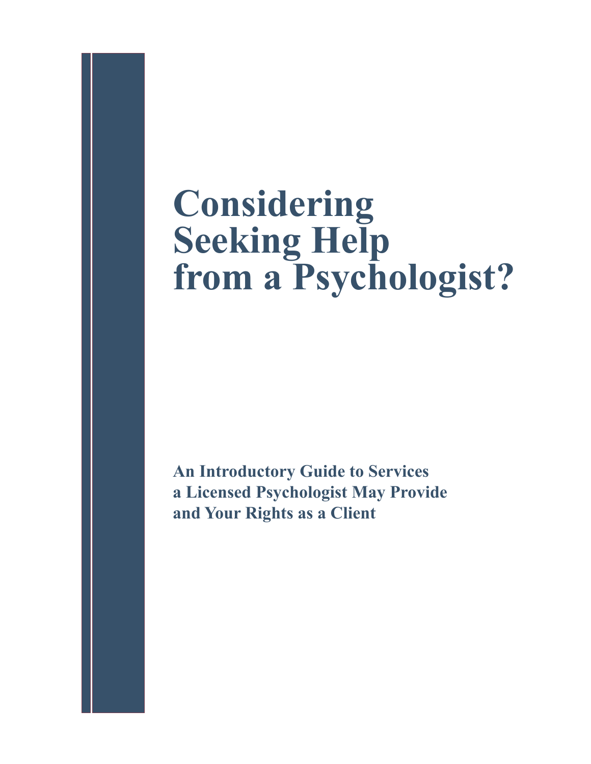# Considering Seeking Help from a Psychologist?

**An Introductory Guide to Services a Licensed Psychologist May Provide and Your Rights as a Client**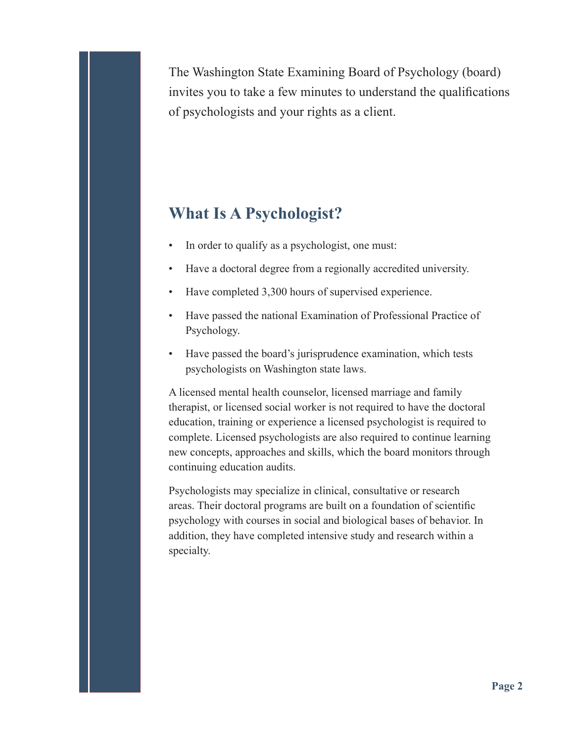The Washington State Examining Board of Psychology (board) invites you to take a few minutes to understand the qualifications of psychologists and your rights as a client.

## What Is A Psychologist?

- In order to qualify as a psychologist, one must:
- Have a doctoral degree from a regionally accredited university.
- Have completed 3,300 hours of supervised experience.
- Have passed the national Examination of Professional Practice of Psychology.
- Have passed the board's jurisprudence examination, which tests psychologists on Washington state laws.

A licensed mental health counselor, licensed marriage and family therapist, or licensed social worker is not required to have the doctoral education, training or experience a licensed psychologist is required to complete. Licensed psychologists are also required to continue learning new concepts, approaches and skills, which the board monitors through continuing education audits.

Psychologists may specialize in clinical, consultative or research areas. Their doctoral programs are built on a foundation of scientific psychology with courses in social and biological bases of behavior. In addition, they have completed intensive study and research within a specialty.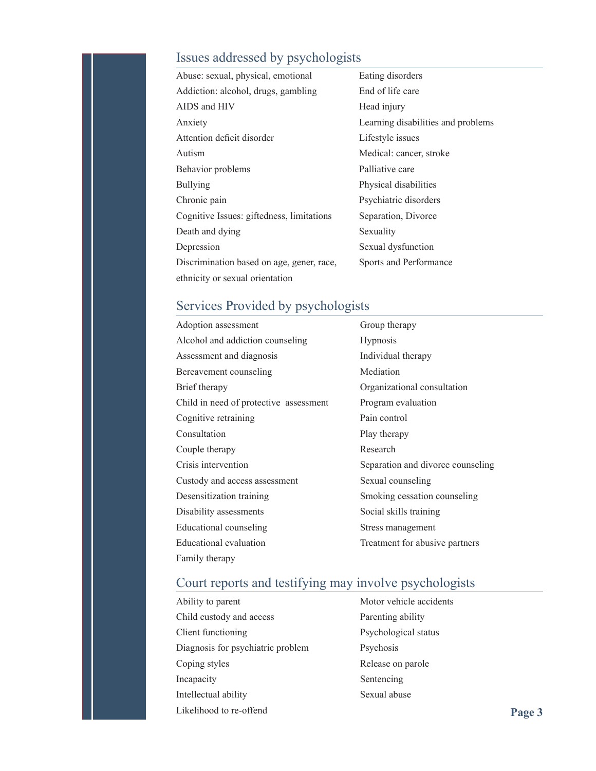## Issues addressed by psychologists

- Abuse: sexual, physical, emotional
- Addiction: alcohol, drugs, gambling
- AIDS and HIV
- Anxiety
- Attention deficit disorder
- Autism
- Behavior problems
- Bullying
- Chronic pain
- Cognitive Issues: giftedness, limitations
- Death and dying
- Depression
- Discrimination based on age, gener, race, ethnicity or sexual orientation
- Eating disorders
- End of life care
- Head injury
- Learning disabilities and problems
- Lifestyle issues
- Medical: cancer, stroke
- Palliative care
- Physical disabilities
- Psychiatric disorders
- Separation, Divorce
- Sexuality
- Sexual dysfunction
- Sports and Performance

## Services Provided by psychologists

- Adoption assessment
- Alcohol and addiction counseling
- Assessment and diagnosis
- Bereavement counseling
- Brief therapy
- Child in need of protective assessment
- Cognitive retraining
- Consultation
- Couple therapy
- Crisis intervention
- Custody and access assessment
- Desensitization training
- Disability assessments
- Educational counseling
- Educational evaluation
- Family therapy
- Group therapy
- Hypnosis
- Individual therapy
- Mediation
- Organizational consultation
- Program evaluation
- Pain control
- Play therapy
- Research
- Separation and divorce counseling
- Sexual counseling
- Smoking cessation counseling
- Social skills training
- Stress management
- Treatment for abusive partners

## Court reports and testifying may involve psychologists

- Ability to parent
- Child custody and access
- Client functioning
- Diagnosis for psychiatric problem
- Coping styles
- Incapacity
- Intellectual ability
- Likelihood to re-offend
- Motor vehicle accidents
- Parenting ability
- Psychological status
- Psychosis
- Release on parole
- Sentencing
- Sexual abuse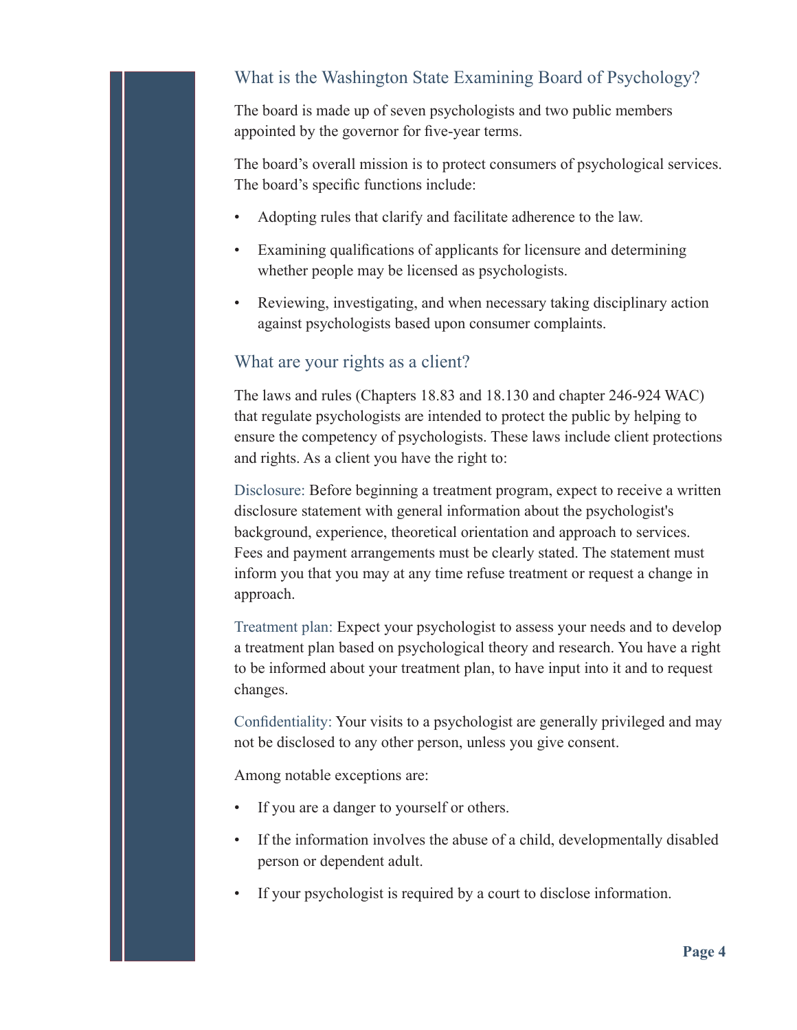## What is the Washington State Examining Board of Psychology?

The board is made up of seven psychologists and two public members appointed by the governor for five-year terms.

The board's overall mission is to protect consumers of psychological services. The board's specific functions include:

- Adopting rules that clarify and facilitate adherence to the law.
- Examining qualifications of applicants for licensure and determining whether people may be licensed as psychologists.
- Reviewing, investigating, and when necessary taking disciplinary action against psychologists based upon consumer complaints.

## What are your rights as a client?

The laws and rules (Chapters 18.83 and 18.130 and chapter 246-924 WAC) that regulate psychologists are intended to protect the public by helping to ensure the competency of psychologists. These laws include client protections and rights. As a client you have the right to:

Disclosure: Before beginning a treatment program, expect to receive a written disclosure statement with general information about the psychologist's background, experience, theoretical orientation and approach to services. Fees and payment arrangements must be clearly stated. The statement must inform you that you may at any time refuse treatment or request a change in approach.

Treatment plan: Expect your psychologist to assess your needs and to develop a treatment plan based on psychological theory and research. You have a right to be informed about your treatment plan, to have input into it and to request changes.

Confidentiality: Your visits to a psychologist are generally privileged and may not be disclosed to any other person, unless you give consent.

Among notable exceptions are:

- If you are a danger to yourself or others.
- If the information involves the abuse of a child, developmentally disabled person or dependent adult.
- If your psychologist is required by a court to disclose information.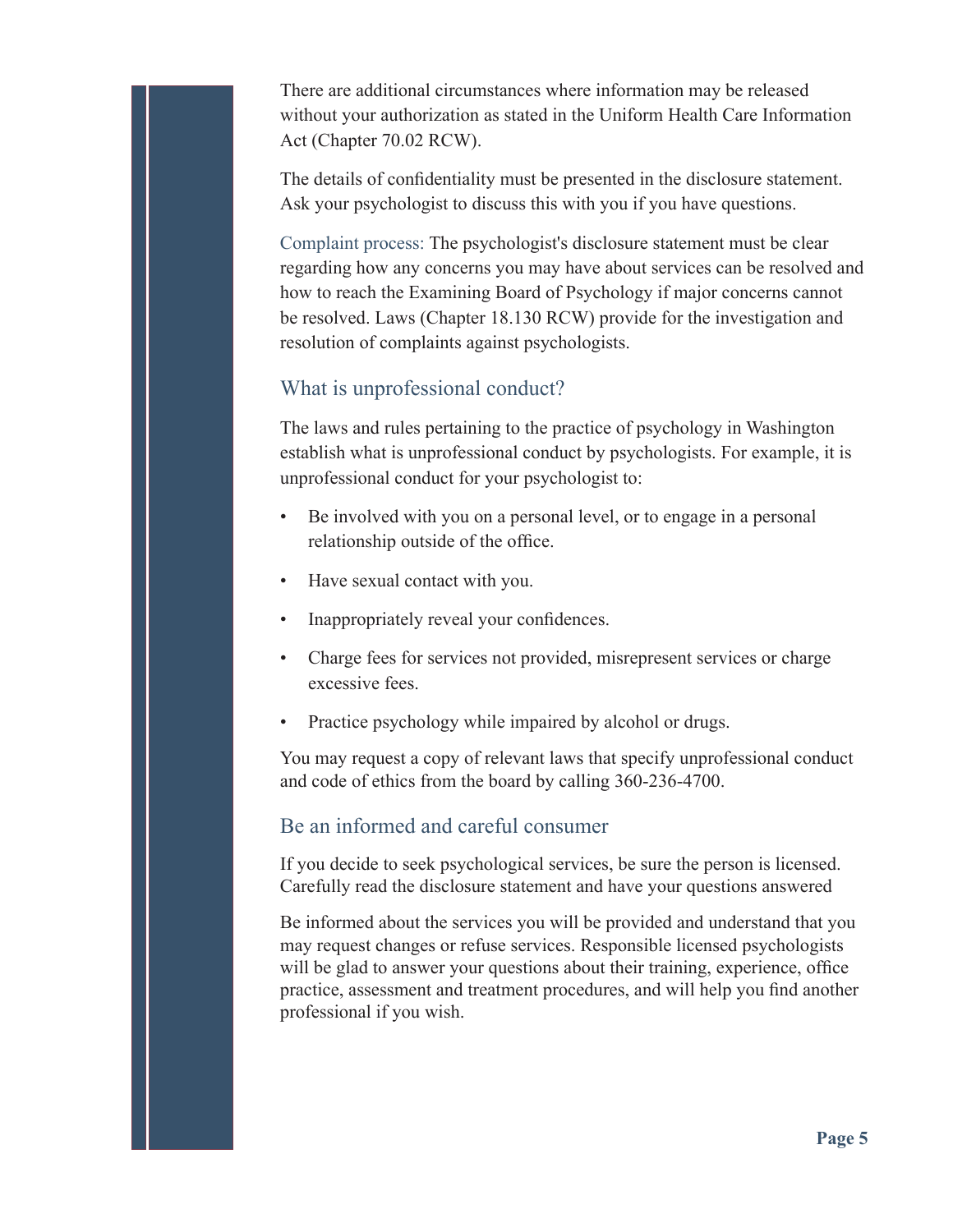There are additional circumstances where information may be released without your authorization as stated in the Uniform Health Care Information Act (Chapter 70.02 RCW).

The details of confidentiality must be presented in the disclosure statement. Ask your psychologist to discuss this with you if you have questions.

Complaint process: The psychologist's disclosure statement must be clear regarding how any concerns you may have about services can be resolved and how to reach the Examining Board of Psychology if major concerns cannot be resolved. Laws (Chapter 18.130 RCW) provide for the investigation and resolution of complaints against psychologists.

## What is unprofessional conduct?

The laws and rules pertaining to the practice of psychology in Washington establish what is unprofessional conduct by psychologists. For example, it is unprofessional conduct for your psychologist to:

- Be involved with you on a personal level, or to engage in a personal relationship outside of the office.
- Have sexual contact with you.
- Inappropriately reveal your confidences.
- Charge fees for services not provided, misrepresent services or charge excessive fees.
- Practice psychology while impaired by alcohol or drugs.

You may request a copy of relevant laws that specify unprofessional conduct and code of ethics from the board by calling 360-236-4700.

## Be an informed and careful consumer

If you decide to seek psychological services, be sure the person is licensed. Carefully read the disclosure statement and have your questions answered

Be informed about the services you will be provided and understand that you may request changes or refuse services. Responsible licensed psychologists will be glad to answer your questions about their training, experience, office practice, assessment and treatment procedures, and will help you find another professional if you wish.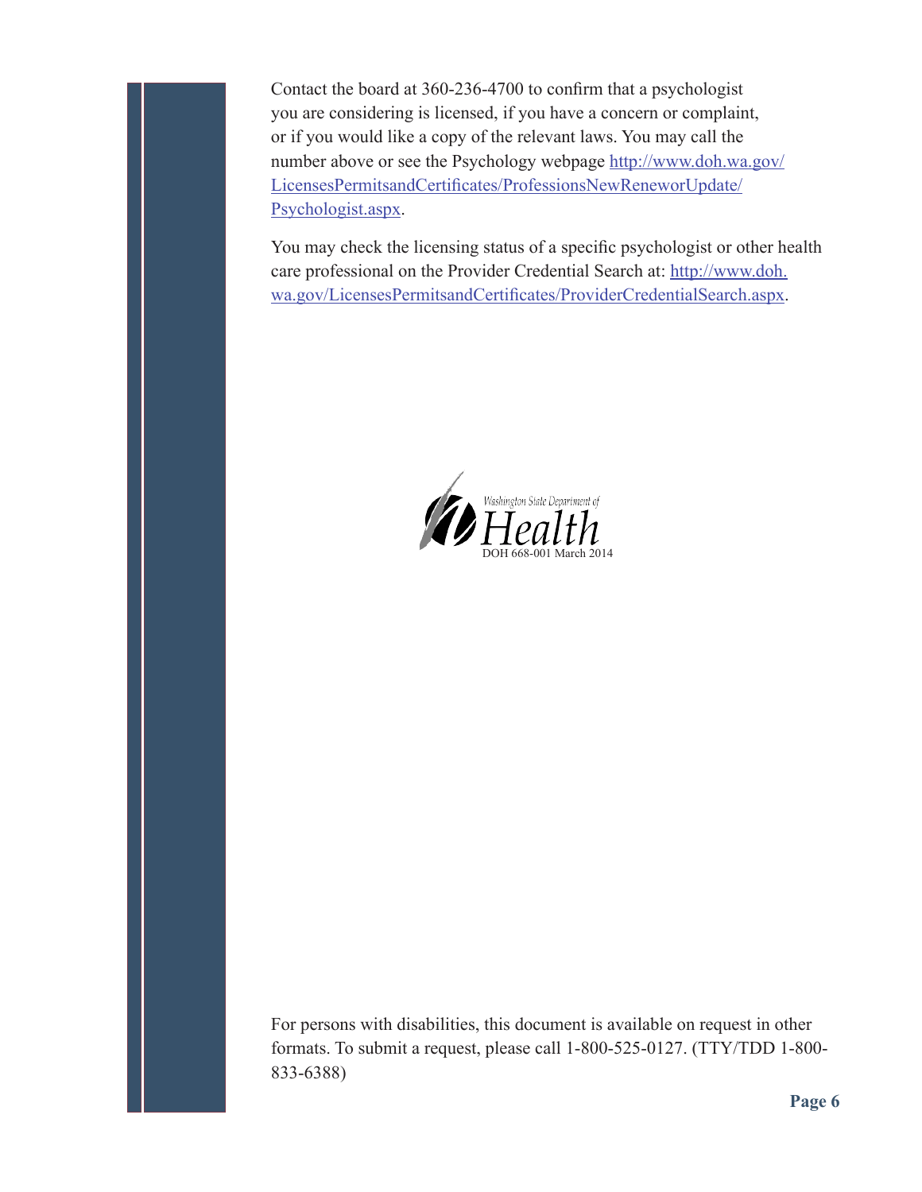Contact the board at 360-236-4700 to confirm that a psychologist you are considering is licensed, if you have a concern or complaint, or if you would like a copy of the relevant laws. You may call the number above or see the Psychology webpage http://www.doh.wa.gov/LicensesPermitsandCertificates/ProfessionsNewReneworUpdate/Psychologist.aspx.

You may check the licensing status of a specific psychologist or other health care professional on the Provider Credential Search at: http://www.doh.wa.gov/LicensesPermitsandCertificates/ProviderCredentialSearch.aspx.

Washington State Department of Health

DOH 668-001 March 2014

For persons with disabilities, this document is available on request in other formats. To submit a request, please call 1-800-525-0127. (TTY/TDD 1-800-833-6388)